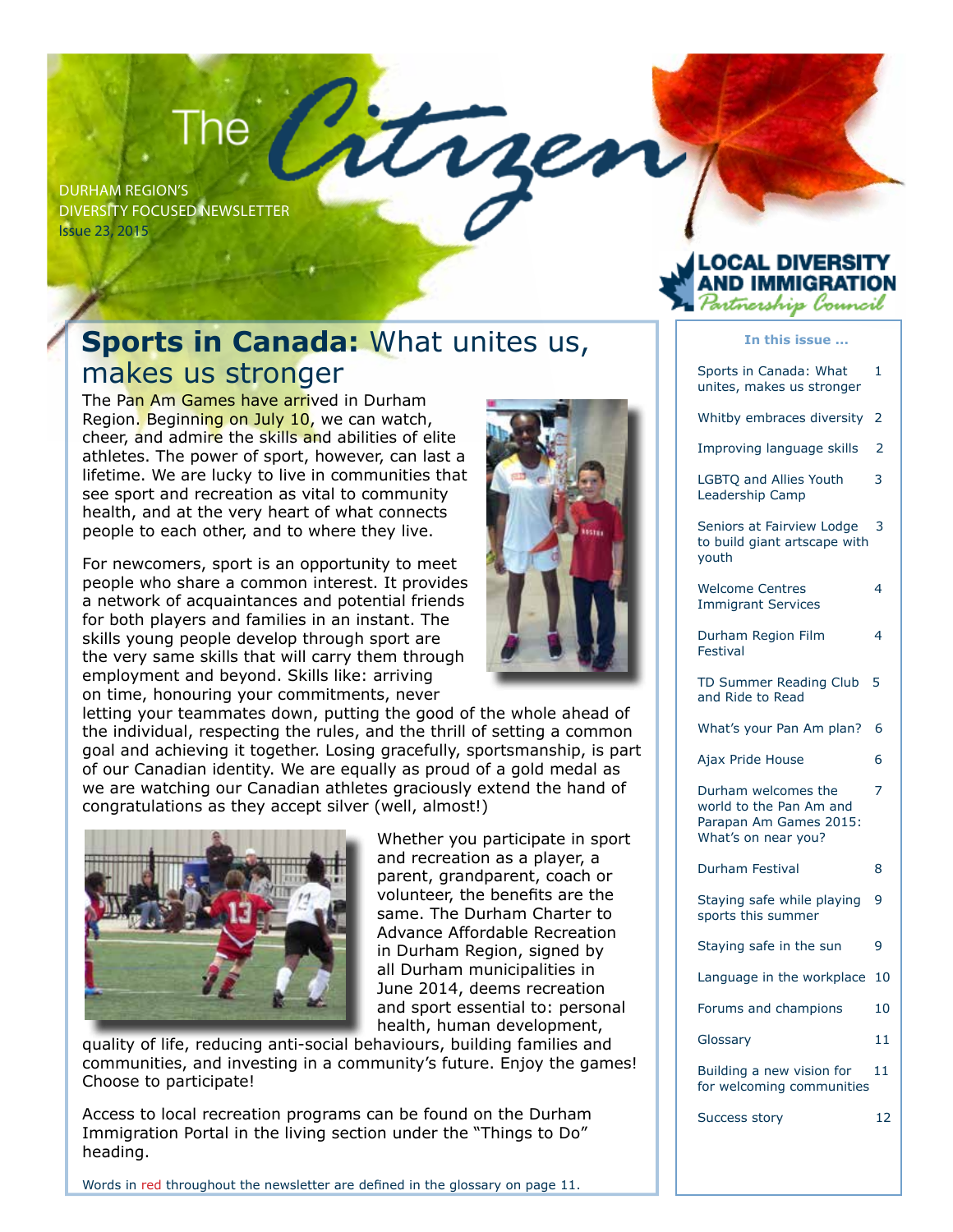# The Citizen

DURHAM REGION'S
DIVERSITY FOCUSED NEWSLETTER
Issue 23, 2015

LOCAL DIVERSITY AND IMMIGRATION *Partnership Council*

## **Sports in Canada:** What unites us, makes us stronger

The Pan Am Games have arrived in Durham Region. Beginning on July 10, we can watch, cheer, and admire the skills and abilities of elite athletes. The power of sport, however, can last a lifetime. We are lucky to live in communities that see sport and recreation as vital to community health, and at the very heart of what connects people to each other, and to where they live.

For newcomers, sport is an opportunity to meet people who share a common interest. It provides a network of acquaintances and potential friends for both players and families in an instant. The skills young people develop through sport are the very same skills that will carry them through employment and beyond. Skills like: arriving on time, honouring your commitments, never letting your teammates down, putting the good of the whole ahead of the individual, respecting the rules, and the thrill of setting a common goal and achieving it together. Losing gracefully, sportsmanship, is part of our Canadian identity. We are equally as proud of a gold medal as we are watching our Canadian athletes graciously extend the hand of congratulations as they accept silver (well, almost!)

Whether you participate in sport and recreation as a player, a parent, grandparent, coach or volunteer, the benefits are the same. The Durham Charter to Advance Affordable Recreation in Durham Region, signed by all Durham municipalities in June 2014, deems recreation and sport essential to: personal health, human development, quality of life, reducing anti-social behaviours, building families and communities, and investing in a community's future. Enjoy the games! Choose to participate!

Access to local recreation programs can be found on the Durham Immigration Portal in the living section under the "Things to Do" heading.

Words in red throughout the newsletter are defined in the glossary on page 11.

**In this issue ...**

| | |
|---|---|
| Sports in Canada: What unites, makes us stronger | 1 |
| Whitby embraces diversity | 2 |
| Improving language skills | 2 |
| LGBTQ and Allies Youth Leadership Camp | 3 |
| Seniors at Fairview Lodge to build giant artscape with youth | 3 |
| Welcome Centres Immigrant Services | 4 |
| Durham Region Film Festival | 4 |
| TD Summer Reading Club and Ride to Read | 5 |
| What's your Pan Am plan? | 6 |
| Ajax Pride House | 6 |
| Durham welcomes the world to the Pan Am and Parapan Am Games 2015: What's on near you? | 7 |
| Durham Festival | 8 |
| Staying safe while playing sports this summer | 9 |
| Staying safe in the sun | 9 |
| Language in the workplace | 10 |
| Forums and champions | 10 |
| Glossary | 11 |
| Building a new vision for for welcoming communities | 11 |
| Success story | 12 |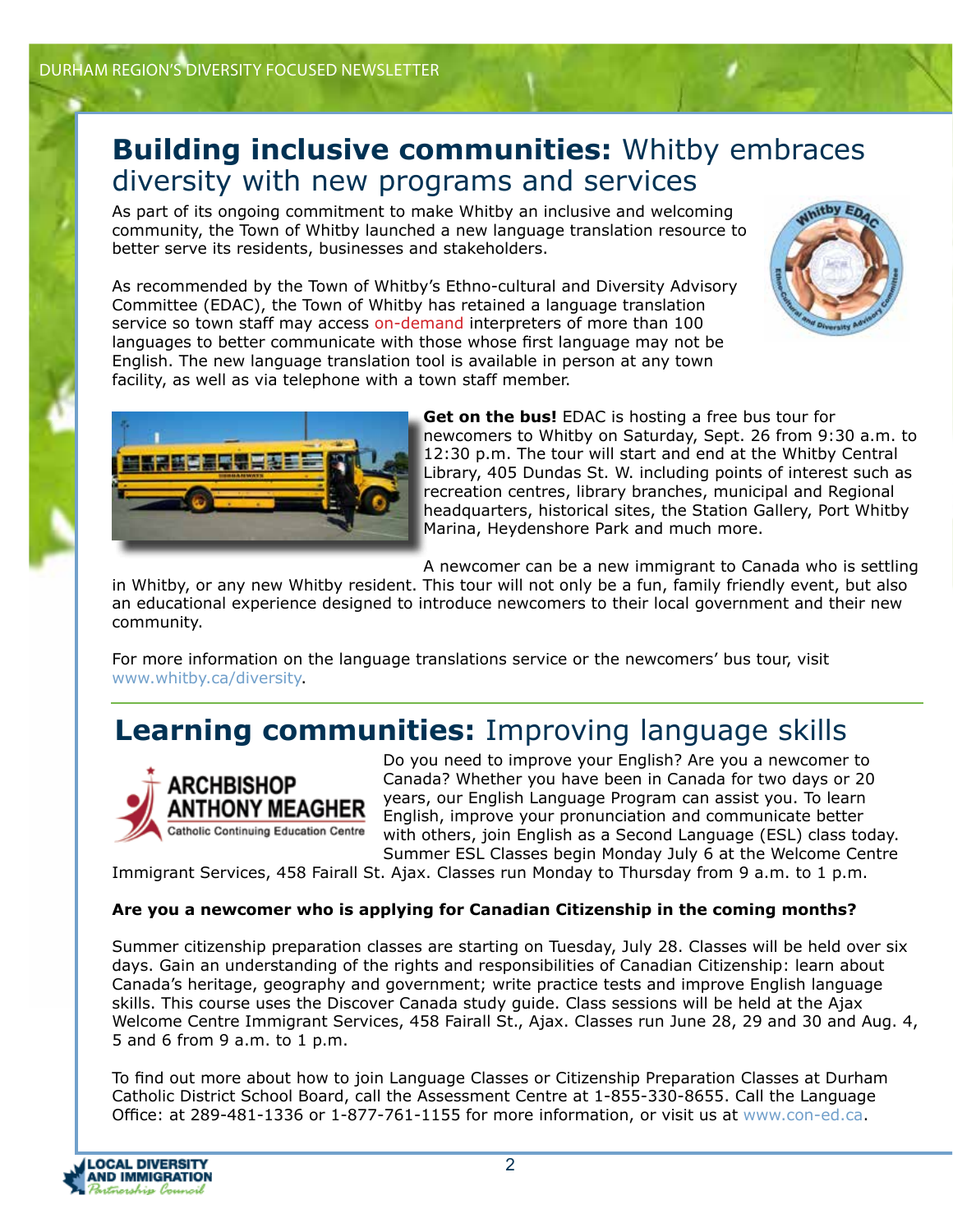# **Building inclusive communities:** Whitby embraces diversity with new programs and services

As part of its ongoing commitment to make Whitby an inclusive and welcoming community, the Town of Whitby launched a new language translation resource to better serve its residents, businesses and stakeholders.

As recommended by the Town of Whitby's Ethno-cultural and Diversity Advisory Committee (EDAC), the Town of Whitby has retained a language translation service so town staff may access on-demand interpreters of more than 100 languages to better communicate with those whose first language may not be English. The new language translation tool is available in person at any town facility, as well as via telephone with a town staff member.

**Get on the bus!** EDAC is hosting a free bus tour for newcomers to Whitby on Saturday, Sept. 26 from 9:30 a.m. to 12:30 p.m. The tour will start and end at the Whitby Central Library, 405 Dundas St. W. including points of interest such as recreation centres, library branches, municipal and Regional headquarters, historical sites, the Station Gallery, Port Whitby Marina, Heydenshore Park and much more.

A newcomer can be a new immigrant to Canada who is settling in Whitby, or any new Whitby resident. This tour will not only be a fun, family friendly event, but also an educational experience designed to introduce newcomers to their local government and their new community.

For more information on the language translations service or the newcomers' bus tour, visit www.whitby.ca/diversity.

# **Learning communities:** Improving language skills

Do you need to improve your English? Are you a newcomer to Canada? Whether you have been in Canada for two days or 20 years, our English Language Program can assist you. To learn English, improve your pronunciation and communicate better with others, join English as a Second Language (ESL) class today. Summer ESL Classes begin Monday July 6 at the Welcome Centre Immigrant Services, 458 Fairall St. Ajax. Classes run Monday to Thursday from 9 a.m. to 1 p.m.

**Are you a newcomer who is applying for Canadian Citizenship in the coming months?**

Summer citizenship preparation classes are starting on Tuesday, July 28. Classes will be held over six days. Gain an understanding of the rights and responsibilities of Canadian Citizenship: learn about Canada's heritage, geography and government; write practice tests and improve English language skills. This course uses the Discover Canada study guide. Class sessions will be held at the Ajax Welcome Centre Immigrant Services, 458 Fairall St., Ajax. Classes run June 28, 29 and 30 and Aug. 4, 5 and 6 from 9 a.m. to 1 p.m.

To find out more about how to join Language Classes or Citizenship Preparation Classes at Durham Catholic District School Board, call the Assessment Centre at 1-855-330-8655. Call the Language Office: at 289-481-1336 or 1-877-761-1155 for more information, or visit us at www.con-ed.ca.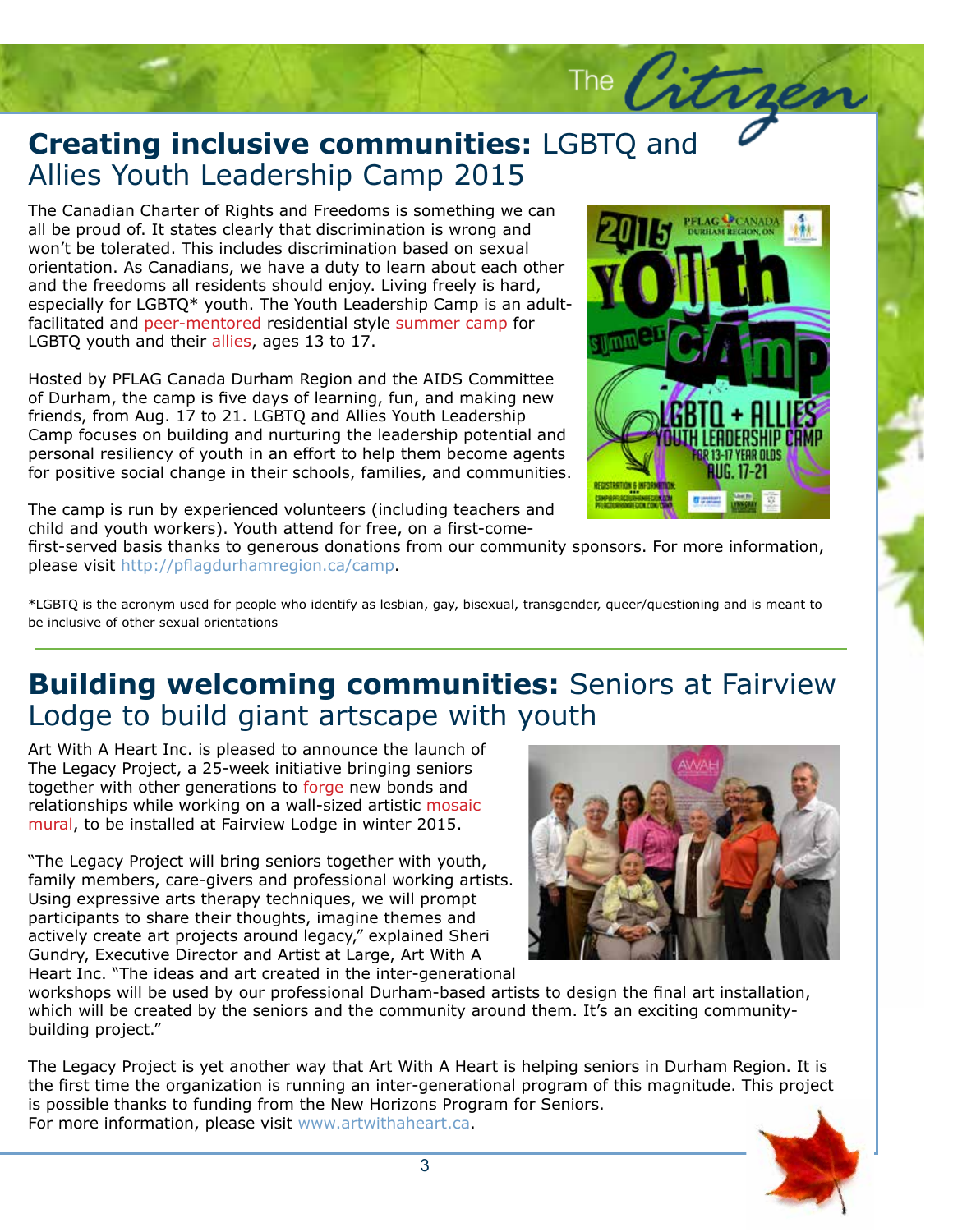## **Creating inclusive communities:** LGBTQ and Allies Youth Leadership Camp 2015

The Canadian Charter of Rights and Freedoms is something we can all be proud of. It states clearly that discrimination is wrong and won't be tolerated. This includes discrimination based on sexual orientation. As Canadians, we have a duty to learn about each other and the freedoms all residents should enjoy. Living freely is hard, especially for LGBTQ* youth. The Youth Leadership Camp is an adult-facilitated and peer-mentored residential style summer camp for LGBTQ youth and their allies, ages 13 to 17.

Hosted by PFLAG Canada Durham Region and the AIDS Committee of Durham, the camp is five days of learning, fun, and making new friends, from Aug. 17 to 21. LGBTQ and Allies Youth Leadership Camp focuses on building and nurturing the leadership potential and personal resiliency of youth in an effort to help them become agents for positive social change in their schools, families, and communities.

The camp is run by experienced volunteers (including teachers and child and youth workers). Youth attend for free, on a first-come-first-served basis thanks to generous donations from our community sponsors. For more information, please visit http://pflagdurhamregion.ca/camp.

*LGBTQ is the acronym used for people who identify as lesbian, gay, bisexual, transgender, queer/questioning and is meant to be inclusive of other sexual orientations

## **Building welcoming communities:** Seniors at Fairview Lodge to build giant artscape with youth

Art With A Heart Inc. is pleased to announce the launch of The Legacy Project, a 25-week initiative bringing seniors together with other generations to forge new bonds and relationships while working on a wall-sized artistic mosaic mural, to be installed at Fairview Lodge in winter 2015.

"The Legacy Project will bring seniors together with youth, family members, care-givers and professional working artists. Using expressive arts therapy techniques, we will prompt participants to share their thoughts, imagine themes and actively create art projects around legacy," explained Sheri Gundry, Executive Director and Artist at Large, Art With A Heart Inc. "The ideas and art created in the inter-generational workshops will be used by our professional Durham-based artists to design the final art installation, which will be created by the seniors and the community around them. It's an exciting community-building project."

The Legacy Project is yet another way that Art With A Heart is helping seniors in Durham Region. It is the first time the organization is running an inter-generational program of this magnitude. This project is possible thanks to funding from the New Horizons Program for Seniors.
For more information, please visit www.artwithaheart.ca.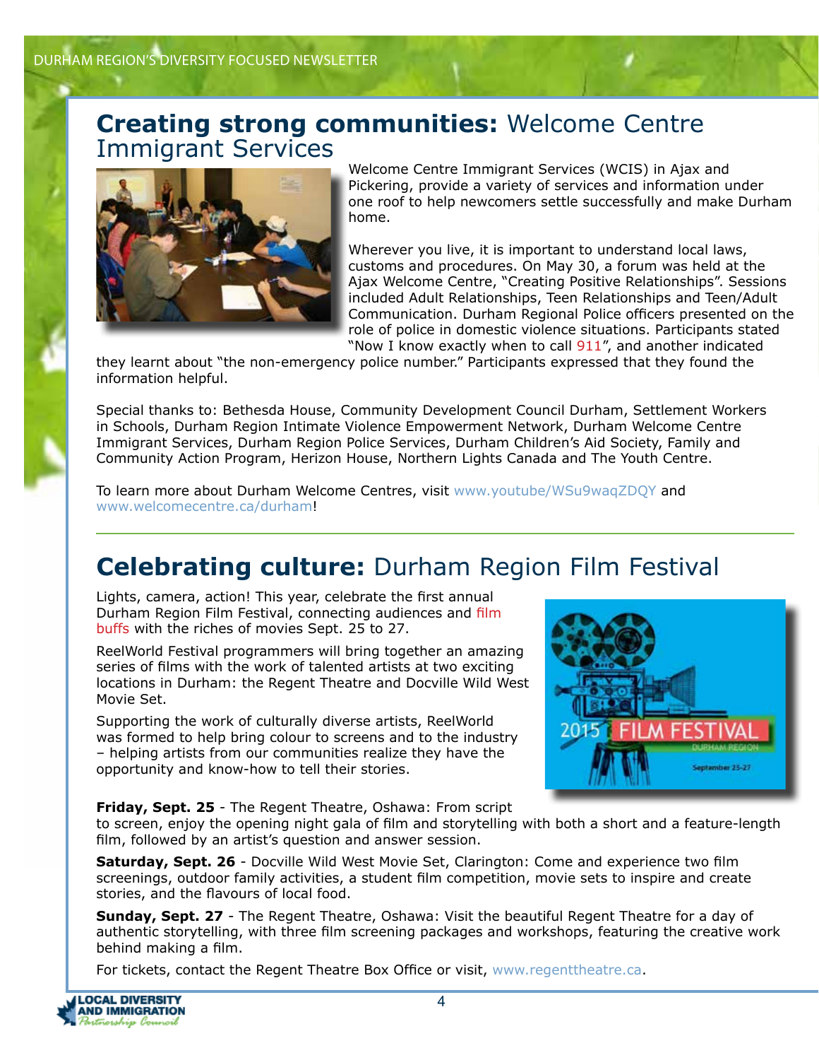## **Creating strong communities:** Welcome Centre Immigrant Services

Welcome Centre Immigrant Services (WCIS) in Ajax and Pickering, provide a variety of services and information under one roof to help newcomers settle successfully and make Durham home.

Wherever you live, it is important to understand local laws, customs and procedures. On May 30, a forum was held at the Ajax Welcome Centre, "Creating Positive Relationships". Sessions included Adult Relationships, Teen Relationships and Teen/Adult Communication. Durham Regional Police officers presented on the role of police in domestic violence situations. Participants stated "Now I know exactly when to call 911", and another indicated they learnt about "the non-emergency police number." Participants expressed that they found the information helpful.

Special thanks to: Bethesda House, Community Development Council Durham, Settlement Workers in Schools, Durham Region Intimate Violence Empowerment Network, Durham Welcome Centre Immigrant Services, Durham Region Police Services, Durham Children's Aid Society, Family and Community Action Program, Herizon House, Northern Lights Canada and The Youth Centre.

To learn more about Durham Welcome Centres, visit www.youtube/WSu9waqZDQY and www.welcomecentre.ca/durham!

## **Celebrating culture:** Durham Region Film Festival

Lights, camera, action! This year, celebrate the first annual Durham Region Film Festival, connecting audiences and film buffs with the riches of movies Sept. 25 to 27.

ReelWorld Festival programmers will bring together an amazing series of films with the work of talented artists at two exciting locations in Durham: the Regent Theatre and Docville Wild West Movie Set.

Supporting the work of culturally diverse artists, ReelWorld was formed to help bring colour to screens and to the industry – helping artists from our communities realize they have the opportunity and know-how to tell their stories.

**Friday, Sept. 25** - The Regent Theatre, Oshawa: From script to screen, enjoy the opening night gala of film and storytelling with both a short and a feature-length film, followed by an artist's question and answer session.

**Saturday, Sept. 26** - Docville Wild West Movie Set, Clarington: Come and experience two film screenings, outdoor family activities, a student film competition, movie sets to inspire and create stories, and the flavours of local food.

**Sunday, Sept. 27** - The Regent Theatre, Oshawa: Visit the beautiful Regent Theatre for a day of authentic storytelling, with three film screening packages and workshops, featuring the creative work behind making a film.

For tickets, contact the Regent Theatre Box Office or visit, www.regenttheatre.ca.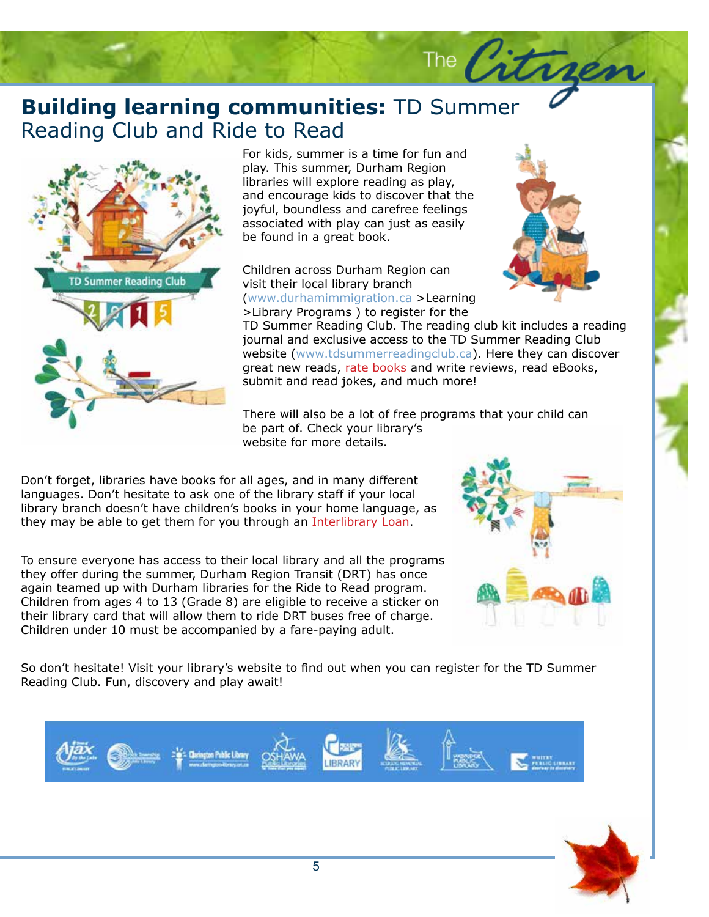# **Building learning communities:** TD Summer Reading Club and Ride to Read

For kids, summer is a time for fun and play. This summer, Durham Region libraries will explore reading as play, and encourage kids to discover that the joyful, boundless and carefree feelings associated with play can just as easily be found in a great book.

Children across Durham Region can visit their local library branch (www.durhamimmigration.ca >Learning >Library Programs ) to register for the TD Summer Reading Club. The reading club kit includes a reading journal and exclusive access to the TD Summer Reading Club website (www.tdsummerreadingclub.ca). Here they can discover great new reads, rate books and write reviews, read eBooks, submit and read jokes, and much more!

There will also be a lot of free programs that your child can be part of. Check your library's website for more details.

Don't forget, libraries have books for all ages, and in many different languages. Don't hesitate to ask one of the library staff if your local library branch doesn't have children's books in your home language, as they may be able to get them for you through an Interlibrary Loan.

To ensure everyone has access to their local library and all the programs they offer during the summer, Durham Region Transit (DRT) has once again teamed up with Durham libraries for the Ride to Read program. Children from ages 4 to 13 (Grade 8) are eligible to receive a sticker on their library card that will allow them to ride DRT buses free of charge. Children under 10 must be accompanied by a fare-paying adult.

So don't hesitate! Visit your library's website to find out when you can register for the TD Summer Reading Club. Fun, discovery and play await!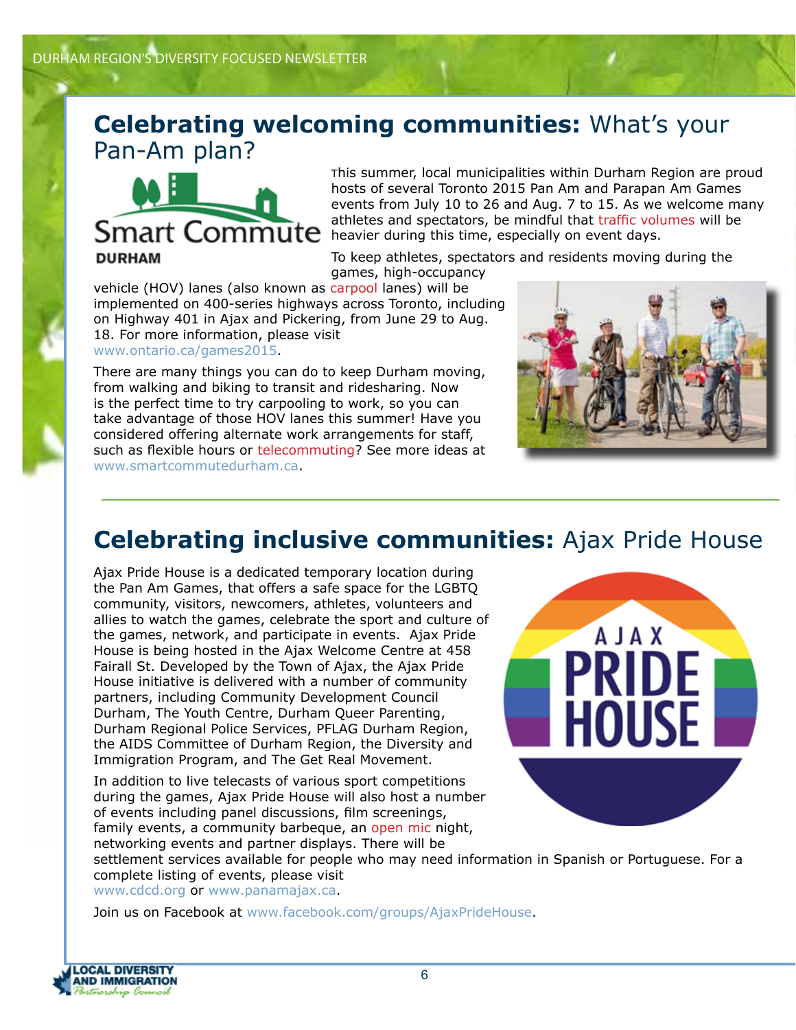## **Celebrating welcoming communities:** What's your Pan-Am plan?

Smart Commute DURHAM

This summer, local municipalities within Durham Region are proud hosts of several Toronto 2015 Pan Am and Parapan Am Games events from July 10 to 26 and Aug. 7 to 15. As we welcome many athletes and spectators, be mindful that traffic volumes will be heavier during this time, especially on event days.

To keep athletes, spectators and residents moving during the games, high-occupancy vehicle (HOV) lanes (also known as carpool lanes) will be implemented on 400-series highways across Toronto, including on Highway 401 in Ajax and Pickering, from June 29 to Aug. 18. For more information, please visit www.ontario.ca/games2015.

There are many things you can do to keep Durham moving, from walking and biking to transit and ridesharing. Now is the perfect time to try carpooling to work, so you can take advantage of those HOV lanes this summer! Have you considered offering alternate work arrangements for staff, such as flexible hours or telecommuting? See more ideas at www.smartcommutedurham.ca.

## **Celebrating inclusive communities:** Ajax Pride House

Ajax Pride House is a dedicated temporary location during the Pan Am Games, that offers a safe space for the LGBTQ community, visitors, newcomers, athletes, volunteers and allies to watch the games, celebrate the sport and culture of the games, network, and participate in events. Ajax Pride House is being hosted in the Ajax Welcome Centre at 458 Fairall St. Developed by the Town of Ajax, the Ajax Pride House initiative is delivered with a number of community partners, including Community Development Council Durham, The Youth Centre, Durham Queer Parenting, Durham Regional Police Services, PFLAG Durham Region, the AIDS Committee of Durham Region, the Diversity and Immigration Program, and The Get Real Movement.

In addition to live telecasts of various sport competitions during the games, Ajax Pride House will also host a number of events including panel discussions, film screenings, family events, a community barbeque, an open mic night, networking events and partner displays. There will be settlement services available for people who may need information in Spanish or Portuguese. For a complete listing of events, please visit www.cdcd.org or www.panamajax.ca.

Join us on Facebook at www.facebook.com/groups/AjaxPrideHouse.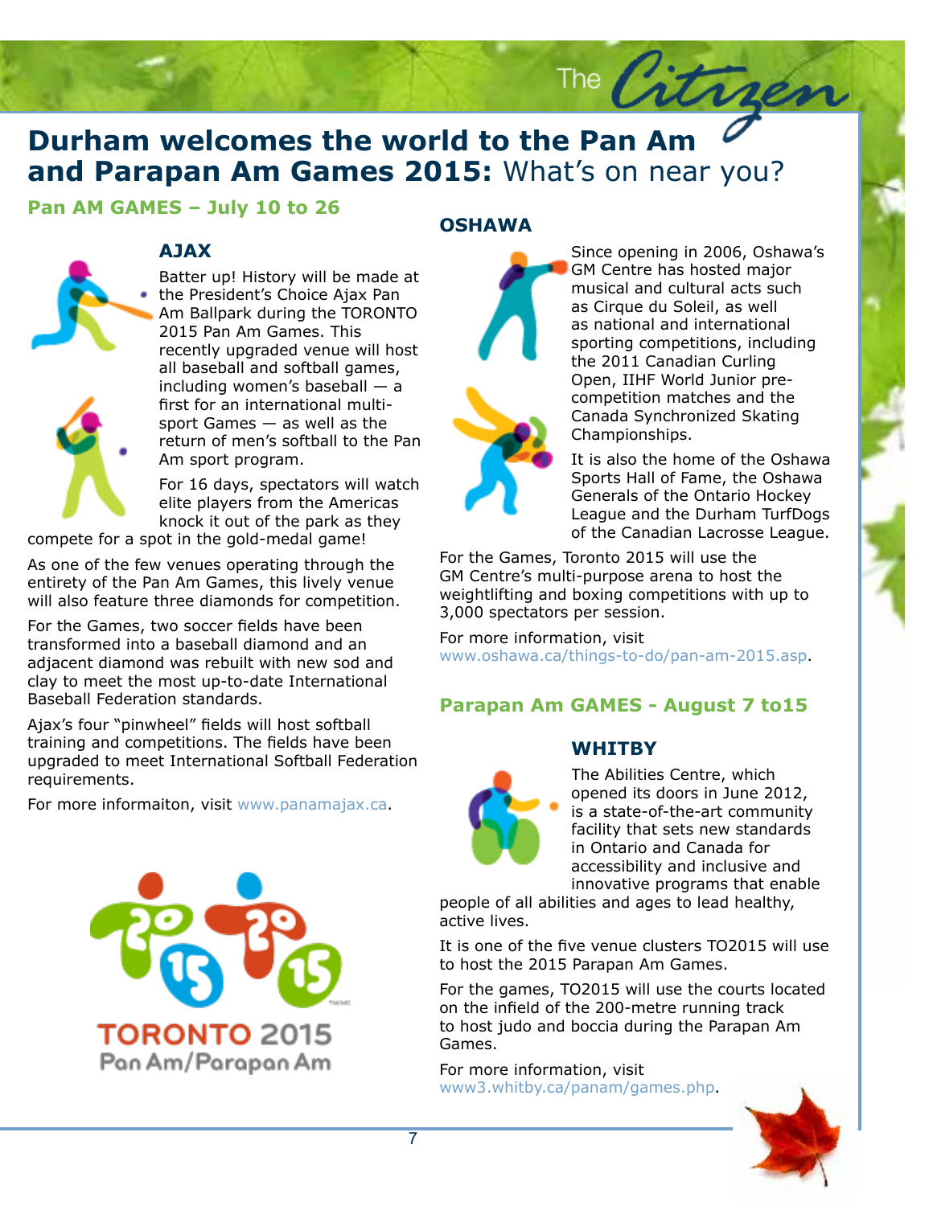# Durham welcomes the world to the Pan Am and Parapan Am Games 2015: What's on near you?

## Pan AM GAMES – July 10 to 26

### AJAX

Batter up! History will be made at the President's Choice Ajax Pan Am Ballpark during the TORONTO 2015 Pan Am Games. This recently upgraded venue will host all baseball and softball games, including women's baseball — a first for an international multi-sport Games — as well as the return of men's softball to the Pan Am sport program.

For 16 days, spectators will watch elite players from the Americas knock it out of the park as they compete for a spot in the gold-medal game!

As one of the few venues operating through the entirety of the Pan Am Games, this lively venue will also feature three diamonds for competition.

For the Games, two soccer fields have been transformed into a baseball diamond and an adjacent diamond was rebuilt with new sod and clay to meet the most up-to-date International Baseball Federation standards.

Ajax's four "pinwheel" fields will host softball training and competitions. The fields have been upgraded to meet International Softball Federation requirements.

For more informaiton, visit www.panamajax.ca.

TORONTO 2015
Pan Am/Parapan Am

### OSHAWA

Since opening in 2006, Oshawa's GM Centre has hosted major musical and cultural acts such as Cirque du Soleil, as well as national and international sporting competitions, including the 2011 Canadian Curling Open, IIHF World Junior pre-competition matches and the Canada Synchronized Skating Championships.

It is also the home of the Oshawa Sports Hall of Fame, the Oshawa Generals of the Ontario Hockey League and the Durham TurfDogs of the Canadian Lacrosse League.

For the Games, Toronto 2015 will use the GM Centre's multi-purpose arena to host the weightlifting and boxing competitions with up to 3,000 spectators per session.

For more information, visit www.oshawa.ca/things-to-do/pan-am-2015.asp.

## Parapan Am GAMES - August 7 to15

### WHITBY

The Abilities Centre, which opened its doors in June 2012, is a state-of-the-art community facility that sets new standards in Ontario and Canada for accessibility and inclusive and innovative programs that enable people of all abilities and ages to lead healthy, active lives.

It is one of the five venue clusters TO2015 will use to host the 2015 Parapan Am Games.

For the games, TO2015 will use the courts located on the infield of the 200-metre running track to host judo and boccia during the Parapan Am Games.

For more information, visit www3.whitby.ca/panam/games.php.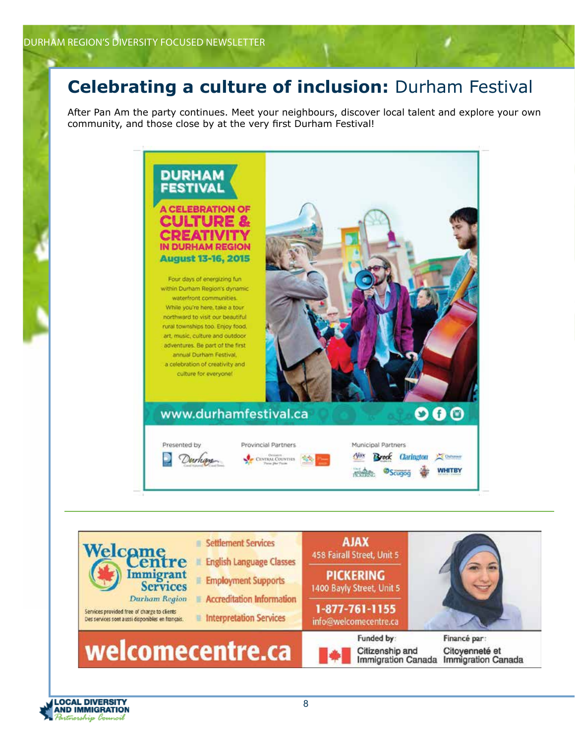# **Celebrating a culture of inclusion:** Durham Festival

After Pan Am the party continues. Meet your neighbours, discover local talent and explore your own community, and those close by at the very first Durham Festival!

## DURHAM FESTIVAL

### A CELEBRATION OF CULTURE & CREATIVITY IN DURHAM REGION

**August 13-16, 2015**

Four days of energizing fun within Durham Region's dynamic waterfront communities. While you're here, take a tour northward to visit our beautiful rural townships too. Enjoy food, art, music, culture and outdoor adventures. Be part of the first annual Durham Festival, a celebration of creativity and culture for everyone!

www.durhamfestival.ca

Presented by: Durham

Provincial Partners: Ontario's Central Counties

Municipal Partners: Ajax, Brock, Clarington, Oshawa, Pickering, Scugog, Whitby

---

**Welcome Centre Immigrant Services** — Durham Region

Services provided free of charge to clients
Des services sont aussi disponibles en français.

- Settlement Services
- English Language Classes
- Employment Supports
- Accreditation Information
- Interpretation Services

**AJAX**
458 Fairall Street, Unit 5

**PICKERING**
1400 Bayly Street, Unit 5

**1-877-761-1155**
info@welcomecentre.ca

**welcomecentre.ca**

Funded by: Citizenship and Immigration Canada
Financé par : Citoyenneté et Immigration Canada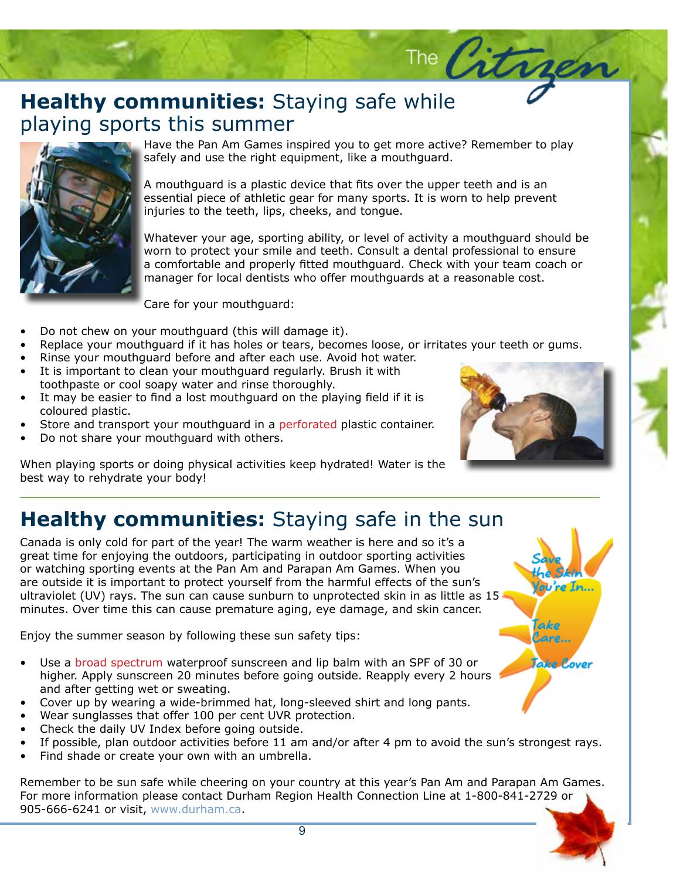## **Healthy communities:** Staying safe while playing sports this summer

Have the Pan Am Games inspired you to get more active? Remember to play safely and use the right equipment, like a mouthguard.

A mouthguard is a plastic device that fits over the upper teeth and is an essential piece of athletic gear for many sports. It is worn to help prevent injuries to the teeth, lips, cheeks, and tongue.

Whatever your age, sporting ability, or level of activity a mouthguard should be worn to protect your smile and teeth. Consult a dental professional to ensure a comfortable and properly fitted mouthguard. Check with your team coach or manager for local dentists who offer mouthguards at a reasonable cost.

Care for your mouthguard:

- Do not chew on your mouthguard (this will damage it).
- Replace your mouthguard if it has holes or tears, becomes loose, or irritates your teeth or gums.
- Rinse your mouthguard before and after each use. Avoid hot water.
- It is important to clean your mouthguard regularly. Brush it with toothpaste or cool soapy water and rinse thoroughly.
- It may be easier to find a lost mouthguard on the playing field if it is coloured plastic.
- Store and transport your mouthguard in a perforated plastic container.
- Do not share your mouthguard with others.

When playing sports or doing physical activities keep hydrated! Water is the best way to rehydrate your body!

## **Healthy communities:** Staying safe in the sun

Canada is only cold for part of the year! The warm weather is here and so it's a great time for enjoying the outdoors, participating in outdoor sporting activities or watching sporting events at the Pan Am and Parapan Am Games. When you are outside it is important to protect yourself from the harmful effects of the sun's ultraviolet (UV) rays. The sun can cause sunburn to unprotected skin in as little as 15 minutes. Over time this can cause premature aging, eye damage, and skin cancer.

*Save the Skin You're In... Take Care... Take Cover*

Enjoy the summer season by following these sun safety tips:

- Use a broad spectrum waterproof sunscreen and lip balm with an SPF of 30 or higher. Apply sunscreen 20 minutes before going outside. Reapply every 2 hours and after getting wet or sweating.
- Cover up by wearing a wide-brimmed hat, long-sleeved shirt and long pants.
- Wear sunglasses that offer 100 per cent UVR protection.
- Check the daily UV Index before going outside.
- If possible, plan outdoor activities before 11 am and/or after 4 pm to avoid the sun's strongest rays.
- Find shade or create your own with an umbrella.

Remember to be sun safe while cheering on your country at this year's Pan Am and Parapan Am Games. For more information please contact Durham Region Health Connection Line at 1-800-841-2729 or 905-666-6241 or visit, www.durham.ca.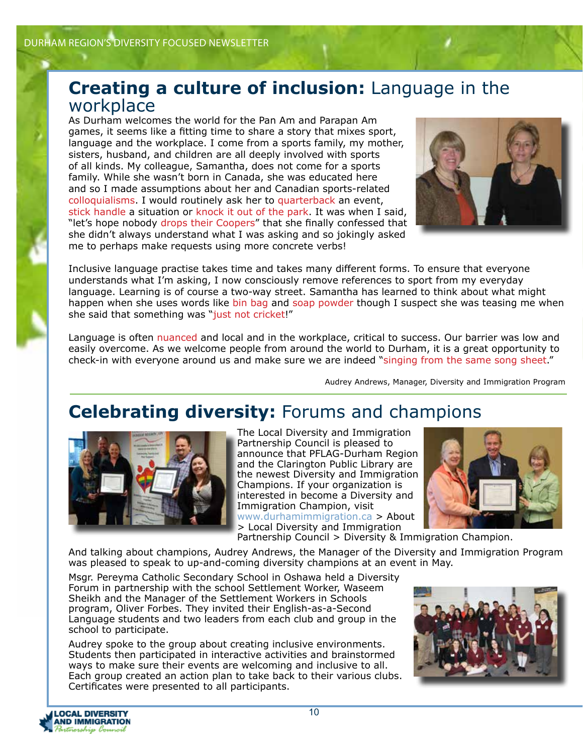## **Creating a culture of inclusion:** Language in the workplace

As Durham welcomes the world for the Pan Am and Parapan Am games, it seems like a fitting time to share a story that mixes sport, language and the workplace. I come from a sports family, my mother, sisters, husband, and children are all deeply involved with sports of all kinds. My colleague, Samantha, does not come for a sports family. While she wasn't born in Canada, she was educated here and so I made assumptions about her and Canadian sports-related colloquialisms. I would routinely ask her to quarterback an event, stick handle a situation or knock it out of the park. It was when I said, "let's hope nobody drops their Coopers" that she finally confessed that she didn't always understand what I was asking and so jokingly asked me to perhaps make requests using more concrete verbs!

Inclusive language practise takes time and takes many different forms. To ensure that everyone understands what I'm asking, I now consciously remove references to sport from my everyday language. Learning is of course a two-way street. Samantha has learned to think about what might happen when she uses words like bin bag and soap powder though I suspect she was teasing me when she said that something was "just not cricket!"

Language is often nuanced and local and in the workplace, critical to success. Our barrier was low and easily overcome. As we welcome people from around the world to Durham, it is a great opportunity to check-in with everyone around us and make sure we are indeed "singing from the same song sheet."

Audrey Andrews, Manager, Diversity and Immigration Program

## **Celebrating diversity:** Forums and champions

The Local Diversity and Immigration Partnership Council is pleased to announce that PFLAG-Durham Region and the Clarington Public Library are the newest Diversity and Immigration Champions. If your organization is interested in become a Diversity and Immigration Champion, visit www.durhamimmigration.ca > About > Local Diversity and Immigration Partnership Council > Diversity & Immigration Champion.

And talking about champions, Audrey Andrews, the Manager of the Diversity and Immigration Program was pleased to speak to up-and-coming diversity champions at an event in May.

Msgr. Pereyma Catholic Secondary School in Oshawa held a Diversity Forum in partnership with the school Settlement Worker, Waseem Sheikh and the Manager of the Settlement Workers in Schools program, Oliver Forbes. They invited their English-as-a-Second Language students and two leaders from each club and group in the school to participate.

Audrey spoke to the group about creating inclusive environments. Students then participated in interactive activities and brainstormed ways to make sure their events are welcoming and inclusive to all. Each group created an action plan to take back to their various clubs. Certificates were presented to all participants.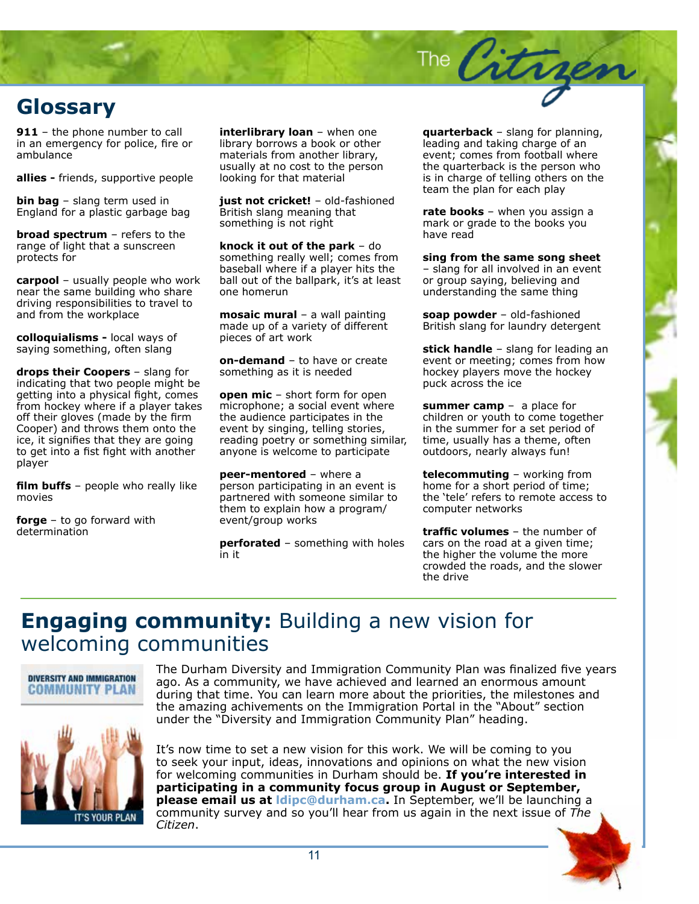# Glossary

**911** – the phone number to call in an emergency for police, fire or ambulance

**allies -** friends, supportive people

**bin bag** – slang term used in England for a plastic garbage bag

**broad spectrum** – refers to the range of light that a sunscreen protects for

**carpool** – usually people who work near the same building who share driving responsibilities to travel to and from the workplace

**colloquialisms -** local ways of saying something, often slang

**drops their Coopers** – slang for indicating that two people might be getting into a physical fight, comes from hockey where if a player takes off their gloves (made by the firm Cooper) and throws them onto the ice, it signifies that they are going to get into a fist fight with another player

**film buffs** – people who really like movies

**forge** – to go forward with determination

**interlibrary loan** – when one library borrows a book or other materials from another library, usually at no cost to the person looking for that material

**just not cricket!** – old-fashioned British slang meaning that something is not right

**knock it out of the park** – do something really well; comes from baseball where if a player hits the ball out of the ballpark, it's at least one homerun

**mosaic mural** – a wall painting made up of a variety of different pieces of art work

**on-demand** – to have or create something as it is needed

**open mic** – short form for open microphone; a social event where the audience participates in the event by singing, telling stories, reading poetry or something similar, anyone is welcome to participate

**peer-mentored** – where a person participating in an event is partnered with someone similar to them to explain how a program/event/group works

**perforated** – something with holes in it

**quarterback** – slang for planning, leading and taking charge of an event; comes from football where the quarterback is the person who is in charge of telling others on the team the plan for each play

**rate books** – when you assign a mark or grade to the books you have read

**sing from the same song sheet** – slang for all involved in an event or group saying, believing and understanding the same thing

**soap powder** – old-fashioned British slang for laundry detergent

**stick handle** – slang for leading an event or meeting; comes from how hockey players move the hockey puck across the ice

**summer camp** – a place for children or youth to come together in the summer for a set period of time, usually has a theme, often outdoors, nearly always fun!

**telecommuting** – working from home for a short period of time; the 'tele' refers to remote access to computer networks

**traffic volumes** – the number of cars on the road at a given time; the higher the volume the more crowded the roads, and the slower the drive

# **Engaging community:** Building a new vision for welcoming communities

The Durham Diversity and Immigration Community Plan was finalized five years ago. As a community, we have achieved and learned an enormous amount during that time. You can learn more about the priorities, the milestones and the amazing achivements on the Immigration Portal in the "About" section under the "Diversity and Immigration Community Plan" heading.

It's now time to set a new vision for this work. We will be coming to you to seek your input, ideas, innovations and opinions on what the new vision for welcoming communities in Durham should be. **If you're interested in participating in a community focus group in August or September, please email us at ldipc@durham.ca.** In September, we'll be launching a community survey and so you'll hear from us again in the next issue of *The Citizen*.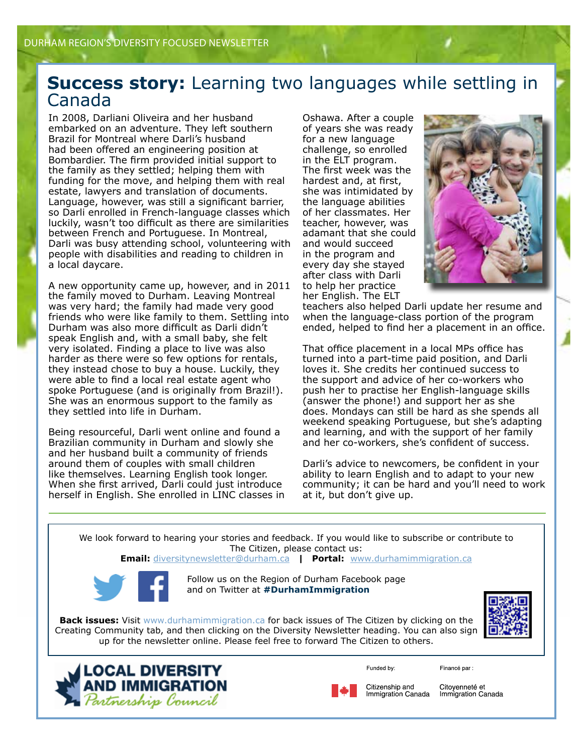# **Success story:** Learning two languages while settling in Canada

In 2008, Darliani Oliveira and her husband embarked on an adventure. They left southern Brazil for Montreal where Darli's husband had been offered an engineering position at Bombardier. The firm provided initial support to the family as they settled; helping them with funding for the move, and helping them with real estate, lawyers and translation of documents. Language, however, was still a significant barrier, so Darli enrolled in French-language classes which luckily, wasn't too difficult as there are similarities between French and Portuguese. In Montreal, Darli was busy attending school, volunteering with people with disabilities and reading to children in a local daycare.

A new opportunity came up, however, and in 2011 the family moved to Durham. Leaving Montreal was very hard; the family had made very good friends who were like family to them. Settling into Durham was also more difficult as Darli didn't speak English and, with a small baby, she felt very isolated. Finding a place to live was also harder as there were so few options for rentals, they instead chose to buy a house. Luckily, they were able to find a local real estate agent who spoke Portuguese (and is originally from Brazil!). She was an enormous support to the family as they settled into life in Durham.

Being resourceful, Darli went online and found a Brazilian community in Durham and slowly she and her husband built a community of friends around them of couples with small children like themselves. Learning English took longer. When she first arrived, Darli could just introduce herself in English. She enrolled in LINC classes in Oshawa. After a couple of years she was ready for a new language challenge, so enrolled in the ELT program. The first week was the hardest and, at first, she was intimidated by the language abilities of her classmates. Her teacher, however, was adamant that she could and would succeed in the program and every day she stayed after class with Darli to help her practice her English. The ELT teachers also helped Darli update her resume and when the language-class portion of the program ended, helped to find her a placement in an office.

That office placement in a local MPs office has turned into a part-time paid position, and Darli loves it. She credits her continued success to the support and advice of her co-workers who push her to practise her English-language skills (answer the phone!) and support her as she does. Mondays can still be hard as she spends all weekend speaking Portuguese, but she's adapting and learning, and with the support of her family and her co-workers, she's confident of success.

Darli's advice to newcomers, be confident in your ability to learn English and to adapt to your new community; it can be hard and you'll need to work at it, but don't give up.

---

We look forward to hearing your stories and feedback. If you would like to subscribe or contribute to The Citizen, please contact us:

**Email:** diversitynewsletter@durham.ca | **Portal:** www.durhamimmigration.ca

Follow us on the Region of Durham Facebook page and on Twitter at **#DurhamImmigration**

**Back issues:** Visit www.durhamimmigration.ca for back issues of The Citizen by clicking on the Creating Community tab, and then clicking on the Diversity Newsletter heading. You can also sign up for the newsletter online. Please feel free to forward The Citizen to others.

LOCAL DIVERSITY AND IMMIGRATION *Partnership Council*

Funded by: Citizenship and Immigration Canada

Financé par : Citoyenneté et Immigration Canada